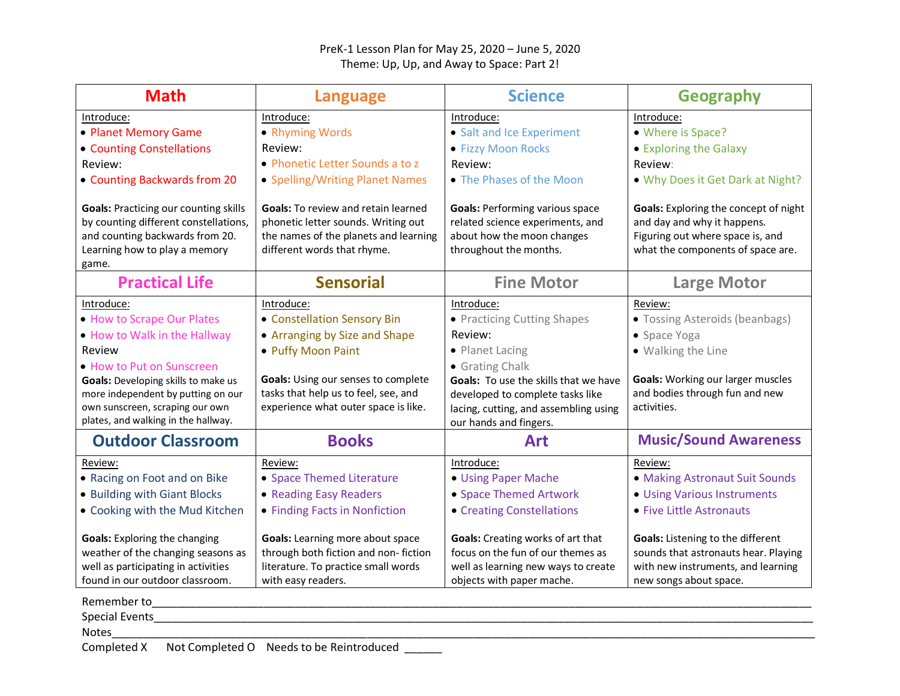PreK-1 Lesson Plan for May 25, 2020 – June 5, 2020

Theme: Up, Up, and Away to Space: Part 2!

| Math | Language | Science | Geography |
|---|---|---|---|
| Introduce:<br>• Planet Memory Game<br>• Counting Constellations<br>Review:<br>• Counting Backwards from 20<br><br>**Goals:** Practicing our counting skills by counting different constellations, and counting backwards from 20. Learning how to play a memory game. | Introduce:<br>• Rhyming Words<br>Review:<br>• Phonetic Letter Sounds a to z<br>• Spelling/Writing Planet Names<br><br>**Goals:** To review and retain learned phonetic letter sounds. Writing out the names of the planets and learning different words that rhyme. | Introduce:<br>• Salt and Ice Experiment<br>• Fizzy Moon Rocks<br>Review:<br>• The Phases of the Moon<br><br>**Goals:** Performing various space related science experiments, and about how the moon changes throughout the months. | Introduce:<br>• Where is Space?<br>• Exploring the Galaxy<br>Review:<br>• Why Does it Get Dark at Night?<br><br>**Goals:** Exploring the concept of night and day and why it happens. Figuring out where space is, and what the components of space are. |
| **Practical Life** | **Sensorial** | **Fine Motor** | **Large Motor** |
| Introduce:<br>• How to Scrape Our Plates<br>• How to Walk in the Hallway<br>Review<br>• How to Put on Sunscreen<br>**Goals:** Developing skills to make us more independent by putting on our own sunscreen, scraping our own plates, and walking in the hallway. | Introduce:<br>• Constellation Sensory Bin<br>• Arranging by Size and Shape<br>• Puffy Moon Paint<br><br>**Goals:** Using our senses to complete tasks that help us to feel, see, and experience what outer space is like. | Introduce:<br>• Practicing Cutting Shapes<br>Review:<br>• Planet Lacing<br>• Grating Chalk<br>**Goals:** To use the skills that we have developed to complete tasks like lacing, cutting, and assembling using our hands and fingers. | Review:<br>• Tossing Asteroids (beanbags)<br>• Space Yoga<br>• Walking the Line<br><br>**Goals:** Working our larger muscles and bodies through fun and new activities. |
| **Outdoor Classroom** | **Books** | **Art** | **Music/Sound Awareness** |
| Review:<br>• Racing on Foot and on Bike<br>• Building with Giant Blocks<br>• Cooking with the Mud Kitchen<br><br>**Goals:** Exploring the changing weather of the changing seasons as well as participating in activities found in our outdoor classroom. | Review:<br>• Space Themed Literature<br>• Reading Easy Readers<br>• Finding Facts in Nonfiction<br><br>**Goals:** Learning more about space through both fiction and non- fiction literature. To practice small words with easy readers. | Introduce:<br>• Using Paper Mache<br>• Space Themed Artwork<br>• Creating Constellations<br><br>**Goals:** Creating works of art that focus on the fun of our themes as well as learning new ways to create objects with paper mache. | Review:<br>• Making Astronaut Suit Sounds<br>• Using Various Instruments<br>• Five Little Astronauts<br><br>**Goals:** Listening to the different sounds that astronauts hear. Playing with new instruments, and learning new songs about space. |

Remember to_______________________________________________________________________________________

Special Events_____________________________________________________________________________________

Notes_____________________________________________________________________________________________

Completed X     Not Completed O     Needs to be Reintroduced ______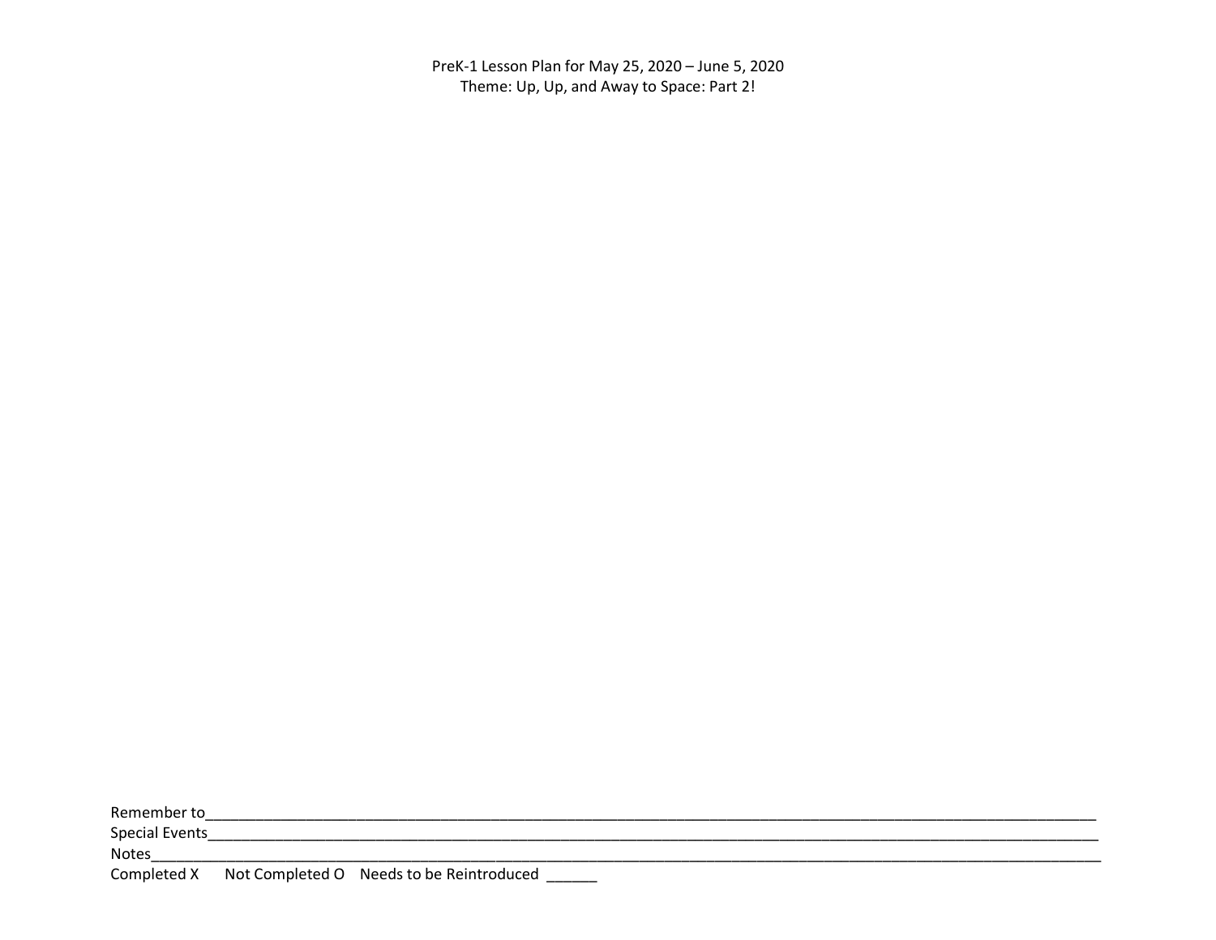PreK-1 Lesson Plan for May 25, 2020 – June 5, 2020

Theme: Up, Up, and Away to Space: Part 2!

Remember to_______________________________________________________________________________________________

Special Events_____________________________________________________________________________________________

Notes____________________________________________________________________________________________________

Completed X Not Completed O Needs to be Reintroduced ______